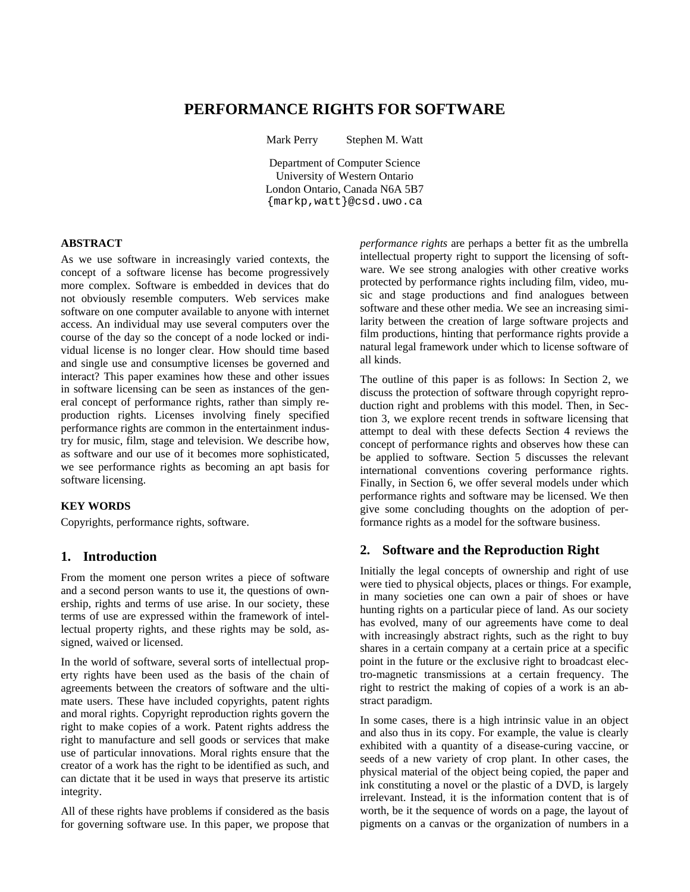# PERFORMANCE RIGHTS FOR SOFTWARE

Mark Perry    Stephen M. Watt

Department of Computer Science
University of Western Ontario
London Ontario, Canada N6A 5B7
{markp,watt}@csd.uwo.ca

### ABSTRACT

As we use software in increasingly varied contexts, the concept of a software license has become progressively more complex. Software is embedded in devices that do not obviously resemble computers. Web services make software on one computer available to anyone with internet access. An individual may use several computers over the course of the day so the concept of a node locked or individual license is no longer clear. How should time based and single use and consumptive licenses be governed and interact? This paper examines how these and other issues in software licensing can be seen as instances of the general concept of performance rights, rather than simply reproduction rights. Licenses involving finely specified performance rights are common in the entertainment industry for music, film, stage and television. We describe how, as software and our use of it becomes more sophisticated, we see performance rights as becoming an apt basis for software licensing.

### KEY WORDS

Copyrights, performance rights, software.

## 1. Introduction

From the moment one person writes a piece of software and a second person wants to use it, the questions of ownership, rights and terms of use arise. In our society, these terms of use are expressed within the framework of intellectual property rights, and these rights may be sold, assigned, waived or licensed.

In the world of software, several sorts of intellectual property rights have been used as the basis of the chain of agreements between the creators of software and the ultimate users. These have included copyrights, patent rights and moral rights. Copyright reproduction rights govern the right to make copies of a work. Patent rights address the right to manufacture and sell goods or services that make use of particular innovations. Moral rights ensure that the creator of a work has the right to be identified as such, and can dictate that it be used in ways that preserve its artistic integrity.

All of these rights have problems if considered as the basis for governing software use. In this paper, we propose that *performance rights* are perhaps a better fit as the umbrella intellectual property right to support the licensing of software. We see strong analogies with other creative works protected by performance rights including film, video, music and stage productions and find analogues between software and these other media. We see an increasing similarity between the creation of large software projects and film productions, hinting that performance rights provide a natural legal framework under which to license software of all kinds.

The outline of this paper is as follows: In Section 2, we discuss the protection of software through copyright reproduction right and problems with this model. Then, in Section 3, we explore recent trends in software licensing that attempt to deal with these defects Section 4 reviews the concept of performance rights and observes how these can be applied to software. Section 5 discusses the relevant international conventions covering performance rights. Finally, in Section 6, we offer several models under which performance rights and software may be licensed. We then give some concluding thoughts on the adoption of performance rights as a model for the software business.

## 2. Software and the Reproduction Right

Initially the legal concepts of ownership and right of use were tied to physical objects, places or things. For example, in many societies one can own a pair of shoes or have hunting rights on a particular piece of land. As our society has evolved, many of our agreements have come to deal with increasingly abstract rights, such as the right to buy shares in a certain company at a certain price at a specific point in the future or the exclusive right to broadcast electro-magnetic transmissions at a certain frequency. The right to restrict the making of copies of a work is an abstract paradigm.

In some cases, there is a high intrinsic value in an object and also thus in its copy. For example, the value is clearly exhibited with a quantity of a disease-curing vaccine, or seeds of a new variety of crop plant. In other cases, the physical material of the object being copied, the paper and ink constituting a novel or the plastic of a DVD, is largely irrelevant. Instead, it is the information content that is of worth, be it the sequence of words on a page, the layout of pigments on a canvas or the organization of numbers in a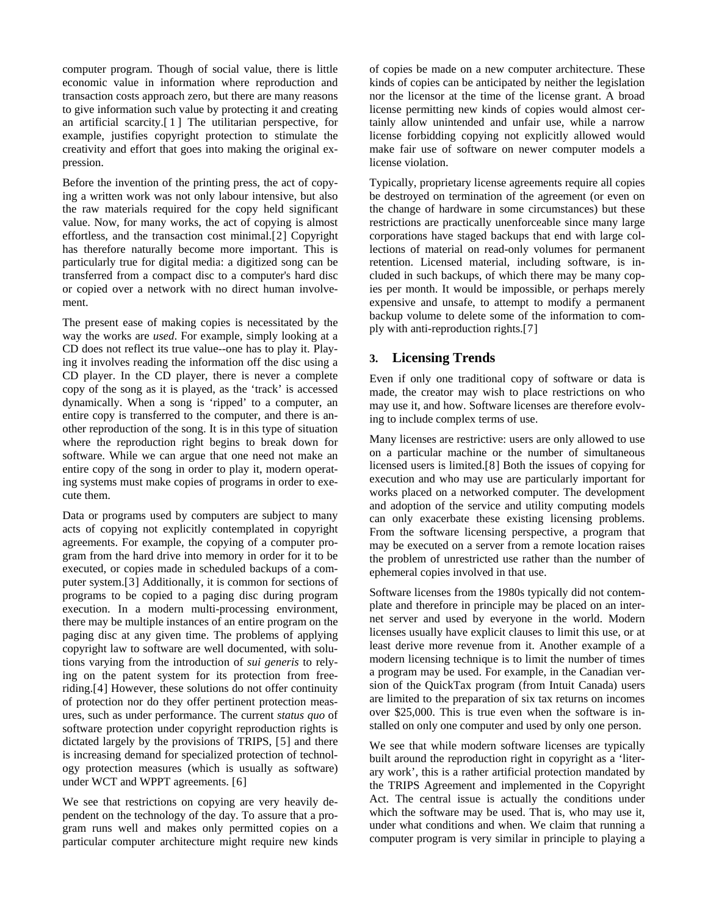computer program. Though of social value, there is little economic value in information where reproduction and transaction costs approach zero, but there are many reasons to give information such value by protecting it and creating an artificial scarcity.[1] The utilitarian perspective, for example, justifies copyright protection to stimulate the creativity and effort that goes into making the original expression.

Before the invention of the printing press, the act of copying a written work was not only labour intensive, but also the raw materials required for the copy held significant value. Now, for many works, the act of copying is almost effortless, and the transaction cost minimal.[2] Copyright has therefore naturally become more important. This is particularly true for digital media: a digitized song can be transferred from a compact disc to a computer's hard disc or copied over a network with no direct human involvement.

The present ease of making copies is necessitated by the way the works are *used*. For example, simply looking at a CD does not reflect its true value--one has to play it. Playing it involves reading the information off the disc using a CD player. In the CD player, there is never a complete copy of the song as it is played, as the 'track' is accessed dynamically. When a song is 'ripped' to a computer, an entire copy is transferred to the computer, and there is another reproduction of the song. It is in this type of situation where the reproduction right begins to break down for software. While we can argue that one need not make an entire copy of the song in order to play it, modern operating systems must make copies of programs in order to execute them.

Data or programs used by computers are subject to many acts of copying not explicitly contemplated in copyright agreements. For example, the copying of a computer program from the hard drive into memory in order for it to be executed, or copies made in scheduled backups of a computer system.[3] Additionally, it is common for sections of programs to be copied to a paging disc during program execution. In a modern multi-processing environment, there may be multiple instances of an entire program on the paging disc at any given time. The problems of applying copyright law to software are well documented, with solutions varying from the introduction of *sui generis* to relying on the patent system for its protection from free-riding.[4] However, these solutions do not offer continuity of protection nor do they offer pertinent protection measures, such as under performance. The current *status quo* of software protection under copyright reproduction rights is dictated largely by the provisions of TRIPS, [5] and there is increasing demand for specialized protection of technology protection measures (which is usually as software) under WCT and WPPT agreements. [6]

We see that restrictions on copying are very heavily dependent on the technology of the day. To assure that a program runs well and makes only permitted copies on a particular computer architecture might require new kinds of copies be made on a new computer architecture. These kinds of copies can be anticipated by neither the legislation nor the licensor at the time of the license grant. A broad license permitting new kinds of copies would almost certainly allow unintended and unfair use, while a narrow license forbidding copying not explicitly allowed would make fair use of software on newer computer models a license violation.

Typically, proprietary license agreements require all copies be destroyed on termination of the agreement (or even on the change of hardware in some circumstances) but these restrictions are practically unenforceable since many large corporations have staged backups that end with large collections of material on read-only volumes for permanent retention. Licensed material, including software, is included in such backups, of which there may be many copies per month. It would be impossible, or perhaps merely expensive and unsafe, to attempt to modify a permanent backup volume to delete some of the information to comply with anti-reproduction rights.[7]

## 3. Licensing Trends

Even if only one traditional copy of software or data is made, the creator may wish to place restrictions on who may use it, and how. Software licenses are therefore evolving to include complex terms of use.

Many licenses are restrictive: users are only allowed to use on a particular machine or the number of simultaneous licensed users is limited.[8] Both the issues of copying for execution and who may use are particularly important for works placed on a networked computer. The development and adoption of the service and utility computing models can only exacerbate these existing licensing problems. From the software licensing perspective, a program that may be executed on a server from a remote location raises the problem of unrestricted use rather than the number of ephemeral copies involved in that use.

Software licenses from the 1980s typically did not contemplate and therefore in principle may be placed on an internet server and used by everyone in the world. Modern licenses usually have explicit clauses to limit this use, or at least derive more revenue from it. Another example of a modern licensing technique is to limit the number of times a program may be used. For example, in the Canadian version of the QuickTax program (from Intuit Canada) users are limited to the preparation of six tax returns on incomes over $25,000. This is true even when the software is installed on only one computer and used by only one person.

We see that while modern software licenses are typically built around the reproduction right in copyright as a 'literary work', this is a rather artificial protection mandated by the TRIPS Agreement and implemented in the Copyright Act. The central issue is actually the conditions under which the software may be used. That is, who may use it, under what conditions and when. We claim that running a computer program is very similar in principle to playing a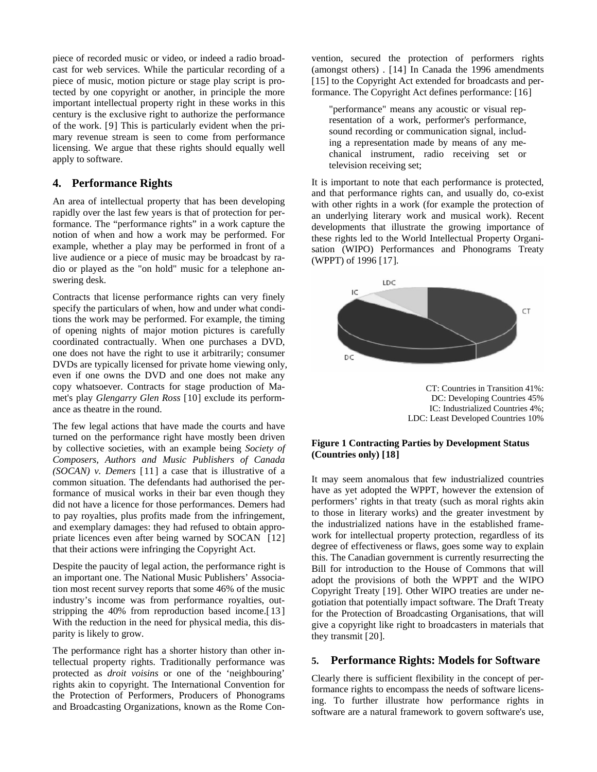piece of recorded music or video, or indeed a radio broadcast for web services. While the particular recording of a piece of music, motion picture or stage play script is protected by one copyright or another, in principle the more important intellectual property right in these works in this century is the exclusive right to authorize the performance of the work. [9] This is particularly evident when the primary revenue stream is seen to come from performance licensing. We argue that these rights should equally well apply to software.

## 4. Performance Rights

An area of intellectual property that has been developing rapidly over the last few years is that of protection for performance. The "performance rights" in a work capture the notion of when and how a work may be performed. For example, whether a play may be performed in front of a live audience or a piece of music may be broadcast by radio or played as the "on hold" music for a telephone answering desk.

Contracts that license performance rights can very finely specify the particulars of when, how and under what conditions the work may be performed. For example, the timing of opening nights of major motion pictures is carefully coordinated contractually. When one purchases a DVD, one does not have the right to use it arbitrarily; consumer DVDs are typically licensed for private home viewing only, even if one owns the DVD and one does not make any copy whatsoever. Contracts for stage production of Mamet's play *Glengarry Glen Ross* [10] exclude its performance as theatre in the round.

The few legal actions that have made the courts and have turned on the performance right have mostly been driven by collective societies, with an example being *Society of Composers, Authors and Music Publishers of Canada (SOCAN) v. Demers* [11] a case that is illustrative of a common situation. The defendants had authorised the performance of musical works in their bar even though they did not have a licence for those performances. Demers had to pay royalties, plus profits made from the infringement, and exemplary damages: they had refused to obtain appropriate licences even after being warned by SOCAN [12] that their actions were infringing the Copyright Act.

Despite the paucity of legal action, the performance right is an important one. The National Music Publishers' Association most recent survey reports that some 46% of the music industry's income was from performance royalties, outstripping the 40% from reproduction based income.[13] With the reduction in the need for physical media, this disparity is likely to grow.

The performance right has a shorter history than other intellectual property rights. Traditionally performance was protected as *droit voisins* or one of the 'neighbouring' rights akin to copyright. The International Convention for the Protection of Performers, Producers of Phonograms and Broadcasting Organizations, known as the Rome Convention, secured the protection of performers rights (amongst others) . [14] In Canada the 1996 amendments [15] to the Copyright Act extended for broadcasts and performance. The Copyright Act defines performance: [16]

> "performance" means any acoustic or visual representation of a work, performer's performance, sound recording or communication signal, including a representation made by means of any mechanical instrument, radio receiving set or television receiving set;

It is important to note that each performance is protected, and that performance rights can, and usually do, co-exist with other rights in a work (for example the protection of an underlying literary work and musical work). Recent developments that illustrate the growing importance of these rights led to the World Intellectual Property Organisation (WIPO) Performances and Phonograms Treaty (WPPT) of 1996 [17].

CT: Countries in Transition 41%:
DC: Developing Countries 45%
IC: Industrialized Countries 4%;
LDC: Least Developed Countries 10%

**Figure 1 Contracting Parties by Development Status (Countries only) [18]**

It may seem anomalous that few industrialized countries have as yet adopted the WPPT, however the extension of performers' rights in that treaty (such as moral rights akin to those in literary works) and the greater investment by the industrialized nations have in the established framework for intellectual property protection, regardless of its degree of effectiveness or flaws, goes some way to explain this. The Canadian government is currently resurrecting the Bill for introduction to the House of Commons that will adopt the provisions of both the WPPT and the WIPO Copyright Treaty [19]. Other WIPO treaties are under negotiation that potentially impact software. The Draft Treaty for the Protection of Broadcasting Organisations, that will give a copyright like right to broadcasters in materials that they transmit [20].

## 5. Performance Rights: Models for Software

Clearly there is sufficient flexibility in the concept of performance rights to encompass the needs of software licensing. To further illustrate how performance rights in software are a natural framework to govern software's use,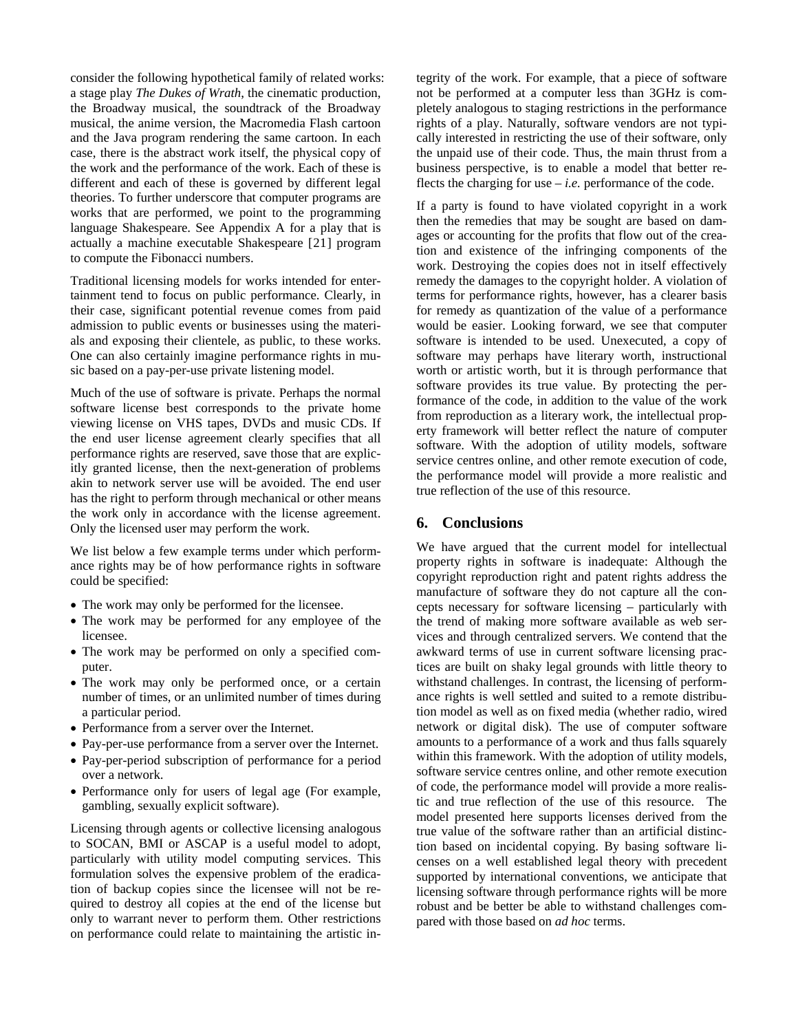consider the following hypothetical family of related works: a stage play *The Dukes of Wrath*, the cinematic production, the Broadway musical, the soundtrack of the Broadway musical, the anime version, the Macromedia Flash cartoon and the Java program rendering the same cartoon. In each case, there is the abstract work itself, the physical copy of the work and the performance of the work. Each of these is different and each of these is governed by different legal theories. To further underscore that computer programs are works that are performed, we point to the programming language Shakespeare. See Appendix A for a play that is actually a machine executable Shakespeare [21] program to compute the Fibonacci numbers.

Traditional licensing models for works intended for entertainment tend to focus on public performance. Clearly, in their case, significant potential revenue comes from paid admission to public events or businesses using the materials and exposing their clientele, as public, to these works. One can also certainly imagine performance rights in music based on a pay-per-use private listening model.

Much of the use of software is private. Perhaps the normal software license best corresponds to the private home viewing license on VHS tapes, DVDs and music CDs. If the end user license agreement clearly specifies that all performance rights are reserved, save those that are explicitly granted license, then the next-generation of problems akin to network server use will be avoided. The end user has the right to perform through mechanical or other means the work only in accordance with the license agreement. Only the licensed user may perform the work.

We list below a few example terms under which performance rights may be of how performance rights in software could be specified:

- The work may only be performed for the licensee.
- The work may be performed for any employee of the licensee.
- The work may be performed on only a specified computer.
- The work may only be performed once, or a certain number of times, or an unlimited number of times during a particular period.
- Performance from a server over the Internet.
- Pay-per-use performance from a server over the Internet.
- Pay-per-period subscription of performance for a period over a network.
- Performance only for users of legal age (For example, gambling, sexually explicit software).

Licensing through agents or collective licensing analogous to SOCAN, BMI or ASCAP is a useful model to adopt, particularly with utility model computing services. This formulation solves the expensive problem of the eradication of backup copies since the licensee will not be required to destroy all copies at the end of the license but only to warrant never to perform them. Other restrictions on performance could relate to maintaining the artistic integrity of the work. For example, that a piece of software not be performed at a computer less than 3GHz is completely analogous to staging restrictions in the performance rights of a play. Naturally, software vendors are not typically interested in restricting the use of their software, only the unpaid use of their code. Thus, the main thrust from a business perspective, is to enable a model that better reflects the charging for use – *i.e.* performance of the code.

If a party is found to have violated copyright in a work then the remedies that may be sought are based on damages or accounting for the profits that flow out of the creation and existence of the infringing components of the work. Destroying the copies does not in itself effectively remedy the damages to the copyright holder. A violation of terms for performance rights, however, has a clearer basis for remedy as quantization of the value of a performance would be easier. Looking forward, we see that computer software is intended to be used. Unexecuted, a copy of software may perhaps have literary worth, instructional worth or artistic worth, but it is through performance that software provides its true value. By protecting the performance of the code, in addition to the value of the work from reproduction as a literary work, the intellectual property framework will better reflect the nature of computer software. With the adoption of utility models, software service centres online, and other remote execution of code, the performance model will provide a more realistic and true reflection of the use of this resource.

## 6. Conclusions

We have argued that the current model for intellectual property rights in software is inadequate: Although the copyright reproduction right and patent rights address the manufacture of software they do not capture all the concepts necessary for software licensing – particularly with the trend of making more software available as web services and through centralized servers. We contend that the awkward terms of use in current software licensing practices are built on shaky legal grounds with little theory to withstand challenges. In contrast, the licensing of performance rights is well settled and suited to a remote distribution model as well as on fixed media (whether radio, wired network or digital disk). The use of computer software amounts to a performance of a work and thus falls squarely within this framework. With the adoption of utility models, software service centres online, and other remote execution of code, the performance model will provide a more realistic and true reflection of the use of this resource. The model presented here supports licenses derived from the true value of the software rather than an artificial distinction based on incidental copying. By basing software licenses on a well established legal theory with precedent supported by international conventions, we anticipate that licensing software through performance rights will be more robust and be better be able to withstand challenges compared with those based on *ad hoc* terms.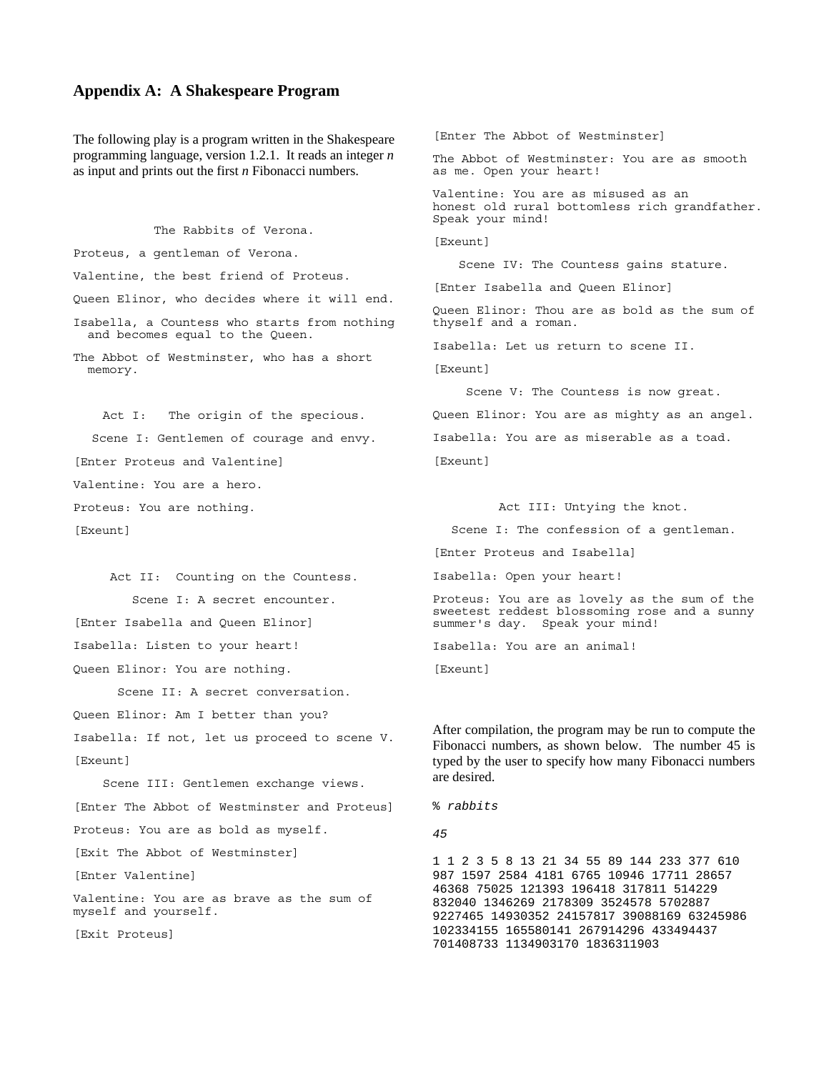## Appendix A: A Shakespeare Program

The following play is a program written in the Shakespeare programming language, version 1.2.1. It reads an integer *n* as input and prints out the first *n* Fibonacci numbers.

```
            The Rabbits of Verona.

Proteus, a gentleman of Verona.

Valentine, the best friend of Proteus.

Queen Elinor, who decides where it will end.

Isabella, a Countess who starts from nothing
  and becomes equal to the Queen.

The Abbot of Westminster, who has a short
  memory.


    Act I:   The origin of the specious.

   Scene I: Gentlemen of courage and envy.

[Enter Proteus and Valentine]

Valentine: You are a hero.

Proteus: You are nothing.

[Exeunt]


     Act II:  Counting on the Countess.

        Scene I: A secret encounter.

[Enter Isabella and Queen Elinor]

Isabella: Listen to your heart!

Queen Elinor: You are nothing.

      Scene II: A secret conversation.

Queen Elinor: Am I better than you?

Isabella: If not, let us proceed to scene V.

[Exeunt]

    Scene III: Gentlemen exchange views.

[Enter The Abbot of Westminster and Proteus]

Proteus: You are as bold as myself.

[Exit The Abbot of Westminster]

[Enter Valentine]

Valentine: You are as brave as the sum of
myself and yourself.

[Exit Proteus]

[Enter The Abbot of Westminster]

The Abbot of Westminster: You are as smooth
as me. Open your heart!

Valentine: You are as misused as an
honest old rural bottomless rich grandfather.
Speak your mind!

[Exeunt]

    Scene IV: The Countess gains stature.

[Enter Isabella and Queen Elinor]

Queen Elinor: Thou are as bold as the sum of
thyself and a roman.

Isabella: Let us return to scene II.

[Exeunt]

     Scene V: The Countess is now great.

Queen Elinor: You are as mighty as an angel.

Isabella: You are as miserable as a toad.

[Exeunt]


         Act III: Untying the knot.

   Scene I: The confession of a gentleman.

[Enter Proteus and Isabella]

Isabella: Open your heart!

Proteus: You are as lovely as the sum of the
sweetest reddest blossoming rose and a sunny
summer's day.  Speak your mind!

Isabella: You are an animal!

[Exeunt]
```

After compilation, the program may be run to compute the Fibonacci numbers, as shown below. The number 45 is typed by the user to specify how many Fibonacci numbers are desired.

```
% rabbits

45

1 1 2 3 5 8 13 21 34 55 89 144 233 377 610
987 1597 2584 4181 6765 10946 17711 28657
46368 75025 121393 196418 317811 514229
832040 1346269 2178309 3524578 5702887
9227465 14930352 24157817 39088169 63245986
102334155 165580141 267914296 433494437
701408733 1134903170 1836311903
```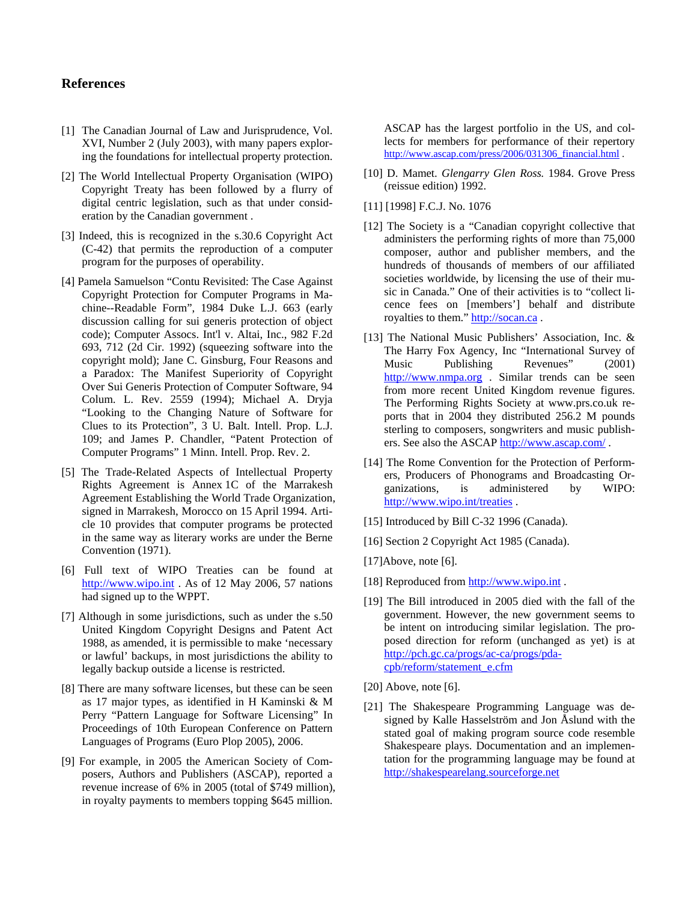## References

[1] The Canadian Journal of Law and Jurisprudence, Vol. XVI, Number 2 (July 2003), with many papers exploring the foundations for intellectual property protection.

[2] The World Intellectual Property Organisation (WIPO) Copyright Treaty has been followed by a flurry of digital centric legislation, such as that under consideration by the Canadian government .

[3] Indeed, this is recognized in the s.30.6 Copyright Act (C-42) that permits the reproduction of a computer program for the purposes of operability.

[4] Pamela Samuelson "Contu Revisited: The Case Against Copyright Protection for Computer Programs in Machine--Readable Form", 1984 Duke L.J. 663 (early discussion calling for sui generis protection of object code); Computer Assocs. Int'l v. Altai, Inc., 982 F.2d 693, 712 (2d Cir. 1992) (squeezing software into the copyright mold); Jane C. Ginsburg, Four Reasons and a Paradox: The Manifest Superiority of Copyright Over Sui Generis Protection of Computer Software, 94 Colum. L. Rev. 2559 (1994); Michael A. Dryja "Looking to the Changing Nature of Software for Clues to its Protection", 3 U. Balt. Intell. Prop. L.J. 109; and James P. Chandler, "Patent Protection of Computer Programs" 1 Minn. Intell. Prop. Rev. 2.

[5] The Trade-Related Aspects of Intellectual Property Rights Agreement is Annex 1C of the Marrakesh Agreement Establishing the World Trade Organization, signed in Marrakesh, Morocco on 15 April 1994. Article 10 provides that computer programs be protected in the same way as literary works are under the Berne Convention (1971).

[6] Full text of WIPO Treaties can be found at http://www.wipo.int . As of 12 May 2006, 57 nations had signed up to the WPPT.

[7] Although in some jurisdictions, such as under the s.50 United Kingdom Copyright Designs and Patent Act 1988, as amended, it is permissible to make 'necessary or lawful' backups, in most jurisdictions the ability to legally backup outside a license is restricted.

[8] There are many software licenses, but these can be seen as 17 major types, as identified in H Kaminski & M Perry "Pattern Language for Software Licensing" In Proceedings of 10th European Conference on Pattern Languages of Programs (Euro Plop 2005), 2006.

[9] For example, in 2005 the American Society of Composers, Authors and Publishers (ASCAP), reported a revenue increase of 6% in 2005 (total of $749 million), in royalty payments to members topping $645 million. ASCAP has the largest portfolio in the US, and collects for members for performance of their repertory http://www.ascap.com/press/2006/031306_financial.html .

[10] D. Mamet. *Glengarry Glen Ross.* 1984. Grove Press (reissue edition) 1992.

[11] [1998] F.C.J. No. 1076

[12] The Society is a "Canadian copyright collective that administers the performing rights of more than 75,000 composer, author and publisher members, and the hundreds of thousands of members of our affiliated societies worldwide, by licensing the use of their music in Canada." One of their activities is to "collect licence fees on [members'] behalf and distribute royalties to them." http://socan.ca .

[13] The National Music Publishers' Association, Inc. & The Harry Fox Agency, Inc "International Survey of Music Publishing Revenues" (2001) http://www.nmpa.org . Similar trends can be seen from more recent United Kingdom revenue figures. The Performing Rights Society at www.prs.co.uk reports that in 2004 they distributed 256.2 M pounds sterling to composers, songwriters and music publishers. See also the ASCAP http://www.ascap.com/ .

[14] The Rome Convention for the Protection of Performers, Producers of Phonograms and Broadcasting Organizations, is administered by WIPO: http://www.wipo.int/treaties .

[15] Introduced by Bill C-32 1996 (Canada).

[16] Section 2 Copyright Act 1985 (Canada).

[17]Above, note [6].

[18] Reproduced from http://www.wipo.int .

[19] The Bill introduced in 2005 died with the fall of the government. However, the new government seems to be intent on introducing similar legislation. The proposed direction for reform (unchanged as yet) is at http://pch.gc.ca/progs/ac-ca/progs/pda-cpb/reform/statement_e.cfm

[20] Above, note [6].

[21] The Shakespeare Programming Language was designed by Kalle Hasselström and Jon Åslund with the stated goal of making program source code resemble Shakespeare plays. Documentation and an implementation for the programming language may be found at http://shakespearelang.sourceforge.net